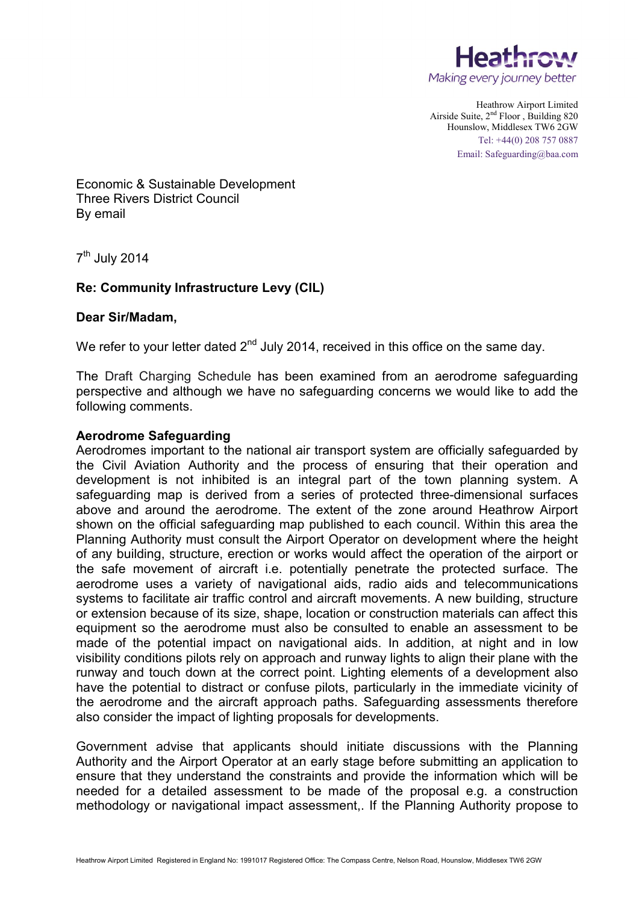Heathrow
Making every journey better

Heathrow Airport Limited
Airside Suite, 2nd Floor , Building 820
Hounslow, Middlesex TW6 2GW
Tel: +44(0) 208 757 0887
Email: Safeguarding@baa.com

Economic & Sustainable Development
Three Rivers District Council
By email

7th July 2014

**Re: Community Infrastructure Levy (CIL)**

**Dear Sir/Madam,**

We refer to your letter dated 2nd July 2014, received in this office on the same day.

The Draft Charging Schedule has been examined from an aerodrome safeguarding perspective and although we have no safeguarding concerns we would like to add the following comments.

**Aerodrome Safeguarding**

Aerodromes important to the national air transport system are officially safeguarded by the Civil Aviation Authority and the process of ensuring that their operation and development is not inhibited is an integral part of the town planning system. A safeguarding map is derived from a series of protected three-dimensional surfaces above and around the aerodrome. The extent of the zone around Heathrow Airport shown on the official safeguarding map published to each council. Within this area the Planning Authority must consult the Airport Operator on development where the height of any building, structure, erection or works would affect the operation of the airport or the safe movement of aircraft i.e. potentially penetrate the protected surface. The aerodrome uses a variety of navigational aids, radio aids and telecommunications systems to facilitate air traffic control and aircraft movements. A new building, structure or extension because of its size, shape, location or construction materials can affect this equipment so the aerodrome must also be consulted to enable an assessment to be made of the potential impact on navigational aids. In addition, at night and in low visibility conditions pilots rely on approach and runway lights to align their plane with the runway and touch down at the correct point. Lighting elements of a development also have the potential to distract or confuse pilots, particularly in the immediate vicinity of the aerodrome and the aircraft approach paths. Safeguarding assessments therefore also consider the impact of lighting proposals for developments.

Government advise that applicants should initiate discussions with the Planning Authority and the Airport Operator at an early stage before submitting an application to ensure that they understand the constraints and provide the information which will be needed for a detailed assessment to be made of the proposal e.g. a construction methodology or navigational impact assessment,. If the Planning Authority propose to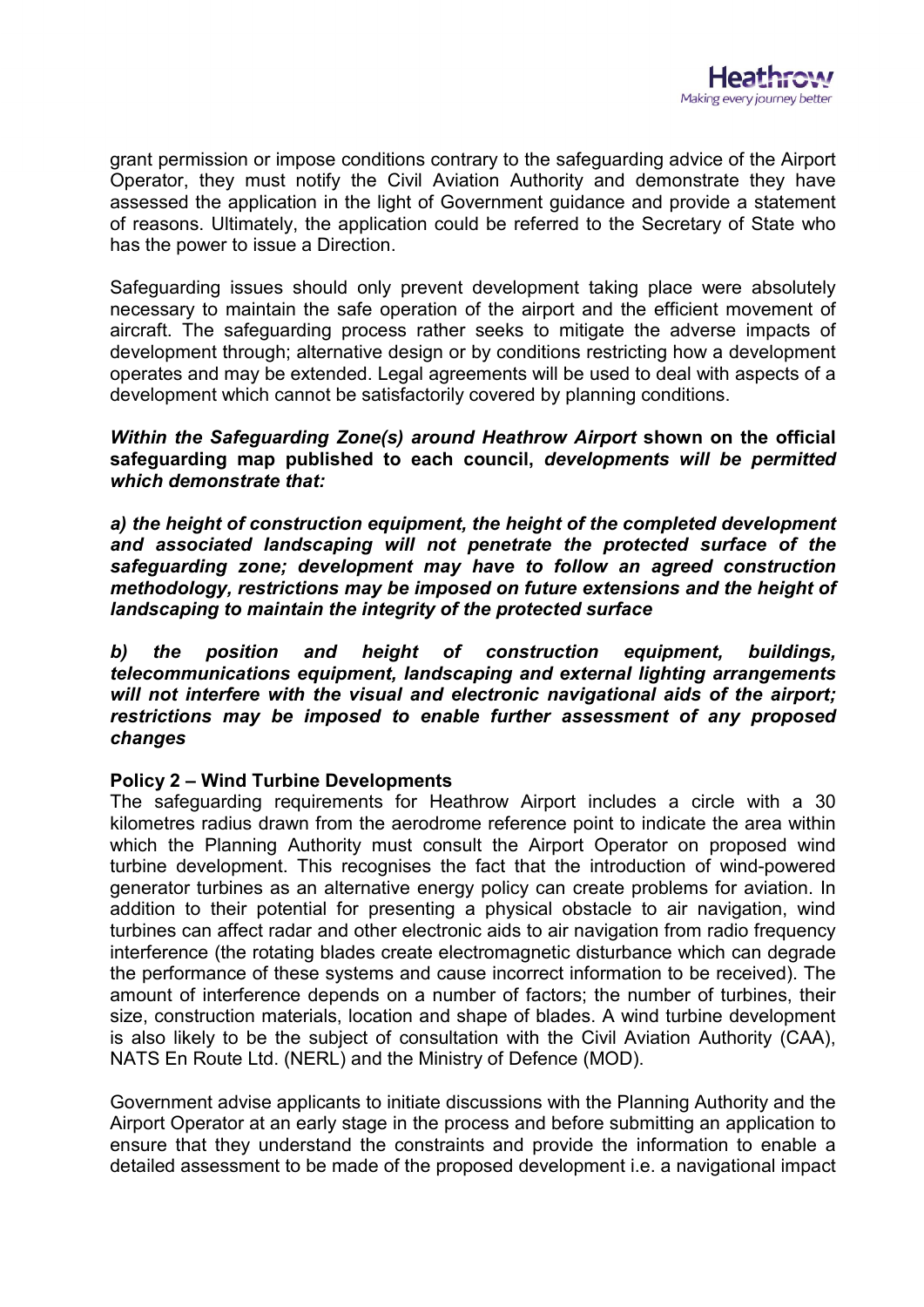grant permission or impose conditions contrary to the safeguarding advice of the Airport Operator, they must notify the Civil Aviation Authority and demonstrate they have assessed the application in the light of Government guidance and provide a statement of reasons. Ultimately, the application could be referred to the Secretary of State who has the power to issue a Direction.

Safeguarding issues should only prevent development taking place were absolutely necessary to maintain the safe operation of the airport and the efficient movement of aircraft. The safeguarding process rather seeks to mitigate the adverse impacts of development through; alternative design or by conditions restricting how a development operates and may be extended. Legal agreements will be used to deal with aspects of a development which cannot be satisfactorily covered by planning conditions.

***Within the Safeguarding Zone(s) around Heathrow Airport* shown on the official safeguarding map published to each council, *developments will be permitted which demonstrate that:***

***a) the height of construction equipment, the height of the completed development and associated landscaping will not penetrate the protected surface of the safeguarding zone; development may have to follow an agreed construction methodology, restrictions may be imposed on future extensions and the height of landscaping to maintain the integrity of the protected surface***

***b) the position and height of construction equipment, buildings, telecommunications equipment, landscaping and external lighting arrangements will not interfere with the visual and electronic navigational aids of the airport; restrictions may be imposed to enable further assessment of any proposed changes***

**Policy 2 – Wind Turbine Developments**

The safeguarding requirements for Heathrow Airport includes a circle with a 30 kilometres radius drawn from the aerodrome reference point to indicate the area within which the Planning Authority must consult the Airport Operator on proposed wind turbine development. This recognises the fact that the introduction of wind-powered generator turbines as an alternative energy policy can create problems for aviation. In addition to their potential for presenting a physical obstacle to air navigation, wind turbines can affect radar and other electronic aids to air navigation from radio frequency interference (the rotating blades create electromagnetic disturbance which can degrade the performance of these systems and cause incorrect information to be received). The amount of interference depends on a number of factors; the number of turbines, their size, construction materials, location and shape of blades. A wind turbine development is also likely to be the subject of consultation with the Civil Aviation Authority (CAA), NATS En Route Ltd. (NERL) and the Ministry of Defence (MOD).

Government advise applicants to initiate discussions with the Planning Authority and the Airport Operator at an early stage in the process and before submitting an application to ensure that they understand the constraints and provide the information to enable a detailed assessment to be made of the proposed development i.e. a navigational impact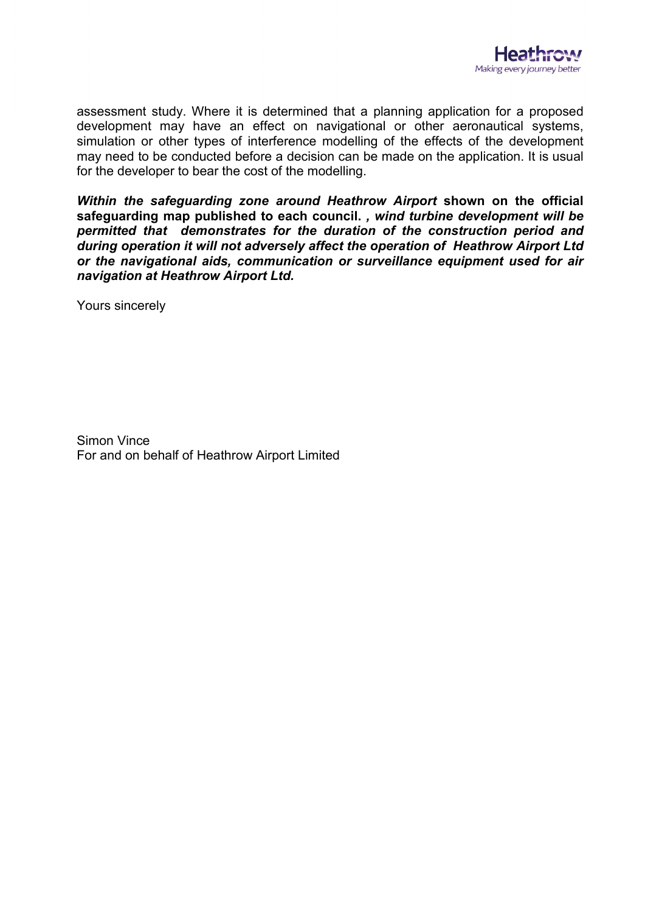assessment study. Where it is determined that a planning application for a proposed development may have an effect on navigational or other aeronautical systems, simulation or other types of interference modelling of the effects of the development may need to be conducted before a decision can be made on the application. It is usual for the developer to bear the cost of the modelling.

***Within the safeguarding zone around Heathrow Airport* shown on the official safeguarding map published to each council. *, wind turbine development will be permitted that demonstrates for the duration of the construction period and during operation it will not adversely affect the operation of Heathrow Airport Ltd or the navigational aids, communication or surveillance equipment used for air navigation at Heathrow Airport Ltd.***

Yours sincerely

Simon Vince
For and on behalf of Heathrow Airport Limited